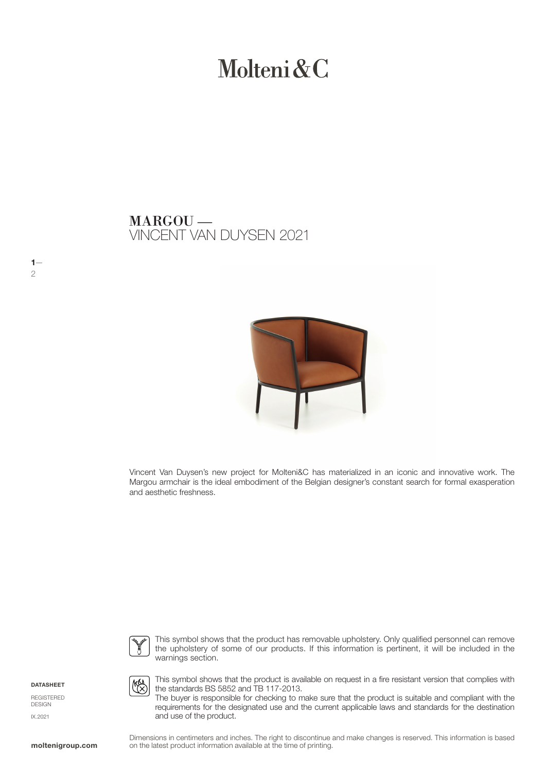# Molteni&C

## MARGOU —
VINCENT VAN DUYSEN 2021

Vincent Van Duysen's new project for Molteni&C has materialized in an iconic and innovative work. The Margou armchair is the ideal embodiment of the Belgian designer's constant search for formal exasperation and aesthetic freshness.

This symbol shows that the product has removable upholstery. Only qualified personnel can remove the upholstery of some of our products. If this information is pertinent, it will be included in the warnings section.

This symbol shows that the product is available on request in a fire resistant version that complies with the standards BS 5852 and TB 117-2013.
The buyer is responsible for checking to make sure that the product is suitable and compliant with the requirements for the designated use and the current applicable laws and standards for the destination and use of the product.

**DATASHEET**

REGISTERED DESIGN

IX.2021

Dimensions in centimeters and inches. The right to discontinue and make changes is reserved. This information is based on the latest product information available at the time of printing.

**moltenigroup.com**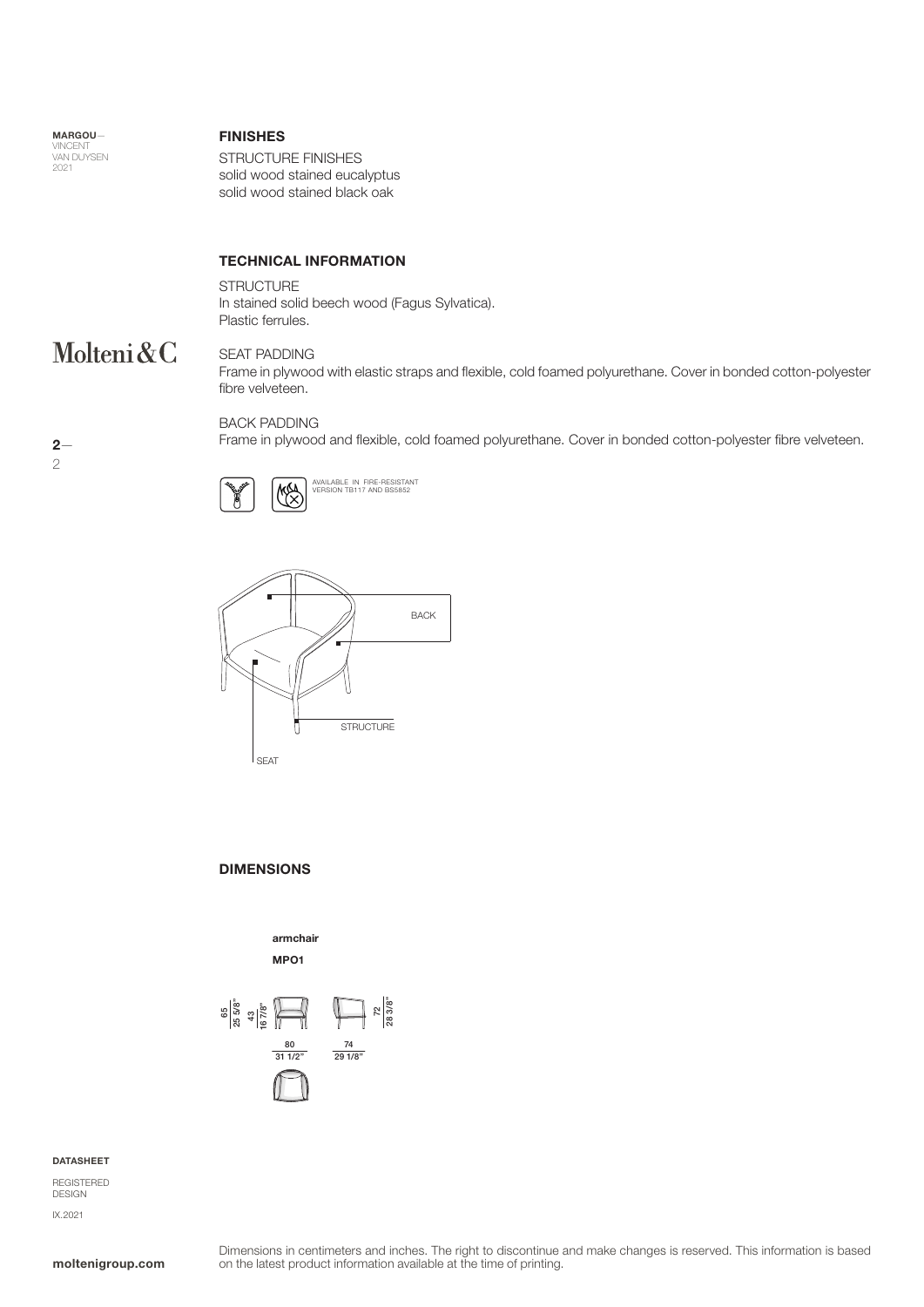MARGOU— VINCENT VAN DUYSEN 2021

## FINISHES

STRUCTURE FINISHES
solid wood stained eucalyptus
solid wood stained black oak

## TECHNICAL INFORMATION

STRUCTURE
In stained solid beech wood (Fagus Sylvatica).
Plastic ferrules.

SEAT PADDING
Frame in plywood with elastic straps and flexible, cold foamed polyurethane. Cover in bonded cotton-polyester fibre velveteen.

BACK PADDING
Frame in plywood and flexible, cold foamed polyurethane. Cover in bonded cotton-polyester fibre velveteen.

AVAILABLE IN FIRE-RESISTANT VERSION TB117 AND BS5852

BACK

STRUCTURE

SEAT

## DIMENSIONS

**armchair**

**MPO1**

65 / 25 5/8"
43 / 16 7/8"
80 / 31 1/2"
74 / 29 1/8"
72 / 28 3/8"

**DATASHEET**

REGISTERED DESIGN

IX.2021

Dimensions in centimeters and inches. The right to discontinue and make changes is reserved. This information is based on the latest product information available at the time of printing.

**moltenigroup.com**